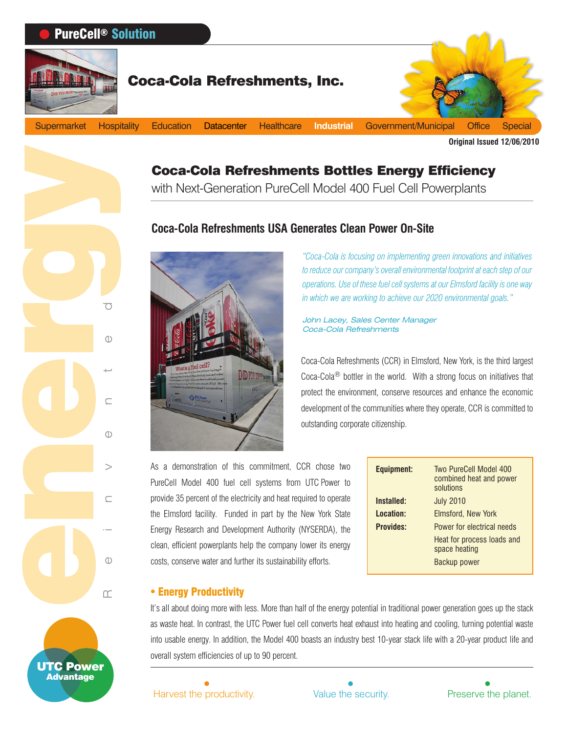**PureCell® Solution**

## Coca-Cola Refreshments, Inc.

Supermarket | Hospitality | Education | Datacenter | Healthcare | **Industrial** | Government/Municipal | Office | Special

**Original Issued 12/06/2010**

# Coca-Cola Refreshments Bottles Energy Efficiency

with Next-Generation PureCell Model 400 Fuel Cell Powerplants

## Coca-Cola Refreshments USA Generates Clean Power On-Site

*"Coca-Cola is focusing on implementing green innovations and initiatives to reduce our company's overall environmental footprint at each step of our operations. Use of these fuel cell systems at our Elmsford facility is one way in which we are working to achieve our 2020 environmental goals."*

*John Lacey, Sales Center Manager*
*Coca-Cola Refreshments*

Coca-Cola Refreshments (CCR) in Elmsford, New York, is the third largest Coca-Cola® bottler in the world. With a strong focus on initiatives that protect the environment, conserve resources and enhance the economic development of the communities where they operate, CCR is committed to outstanding corporate citizenship.

As a demonstration of this commitment, CCR chose two PureCell Model 400 fuel cell systems from UTC Power to provide 35 percent of the electricity and heat required to operate the Elmsford facility. Funded in part by the New York State Energy Research and Development Authority (NYSERDA), the clean, efficient powerplants help the company lower its energy costs, conserve water and further its sustainability efforts.

| | |
|---|---|
| **Equipment:** | Two PureCell Model 400 combined heat and power solutions |
| **Installed:** | July 2010 |
| **Location:** | Elmsford, New York |
| **Provides:** | Power for electrical needs |
| | Heat for process loads and space heating |
| | Backup power |

### • Energy Productivity

It's all about doing more with less. More than half of the energy potential in traditional power generation goes up the stack as waste heat. In contrast, the UTC Power fuel cell converts heat exhaust into heating and cooling, turning potential waste into usable energy. In addition, the Model 400 boasts an industry best 10-year stack life with a 20-year product life and overall system efficiencies of up to 90 percent.

Harvest the productivity. Value the security. Preserve the planet.

energy Reinvented

UTC Power Advantage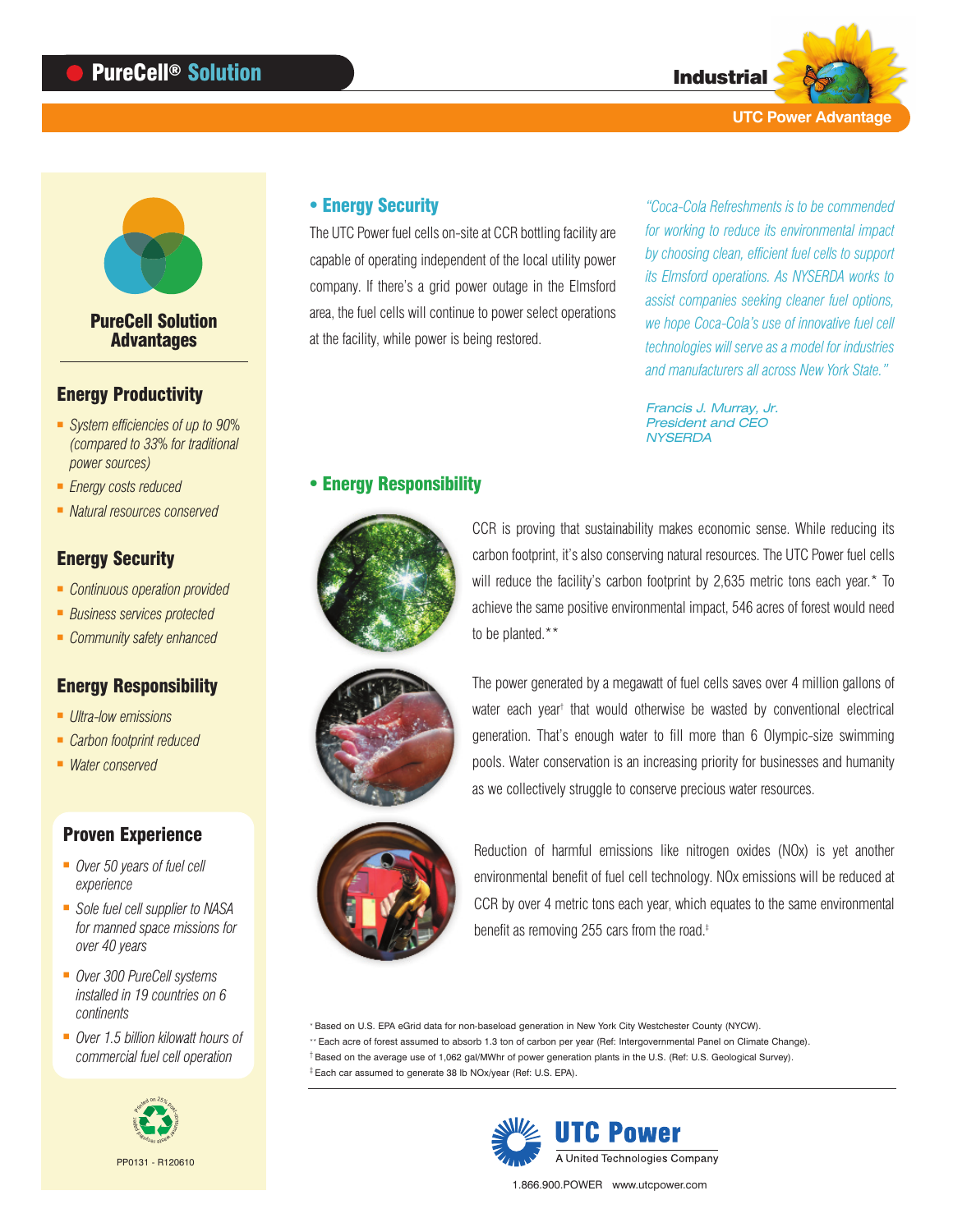# PureCell® Solution

**Industrial**

**UTC Power Advantage**

## PureCell Solution Advantages

### Energy Productivity

- *System efficiencies of up to 90% (compared to 33% for traditional power sources)*
- *Energy costs reduced*
- *Natural resources conserved*

### Energy Security

- *Continuous operation provided*
- *Business services protected*
- *Community safety enhanced*

### Energy Responsibility

- *Ultra-low emissions*
- *Carbon footprint reduced*
- *Water conserved*

### Proven Experience

- *Over 50 years of fuel cell experience*
- *Sole fuel cell supplier to NASA for manned space missions for over 40 years*
- *Over 300 PureCell systems installed in 19 countries on 6 continents*
- *Over 1.5 billion kilowatt hours of commercial fuel cell operation*

Printed on 25% post-consumer waste recycled paper

PP0131 - R120610

## • Energy Security

The UTC Power fuel cells on-site at CCR bottling facility are capable of operating independent of the local utility power company. If there's a grid power outage in the Elmsford area, the fuel cells will continue to power select operations at the facility, while power is being restored.

*"Coca-Cola Refreshments is to be commended for working to reduce its environmental impact by choosing clean, efficient fuel cells to support its Elmsford operations. As NYSERDA works to assist companies seeking cleaner fuel options, we hope Coca-Cola's use of innovative fuel cell technologies will serve as a model for industries and manufacturers all across New York State."*

*Francis J. Murray, Jr.*
*President and CEO*
*NYSERDA*

## • Energy Responsibility

CCR is proving that sustainability makes economic sense. While reducing its carbon footprint, it's also conserving natural resources. The UTC Power fuel cells will reduce the facility's carbon footprint by 2,635 metric tons each year.* To achieve the same positive environmental impact, 546 acres of forest would need to be planted.**

The power generated by a megawatt of fuel cells saves over 4 million gallons of water each year† that would otherwise be wasted by conventional electrical generation. That's enough water to fill more than 6 Olympic-size swimming pools. Water conservation is an increasing priority for businesses and humanity as we collectively struggle to conserve precious water resources.

Reduction of harmful emissions like nitrogen oxides (NOx) is yet another environmental benefit of fuel cell technology. NOx emissions will be reduced at CCR by over 4 metric tons each year, which equates to the same environmental benefit as removing 255 cars from the road.‡

\* Based on U.S. EPA eGrid data for non-baseload generation in New York City Westchester County (NYCW).
\*\* Each acre of forest assumed to absorb 1.3 ton of carbon per year (Ref: Intergovernmental Panel on Climate Change).
† Based on the average use of 1,062 gal/MWhr of power generation plants in the U.S. (Ref: U.S. Geological Survey).
‡ Each car assumed to generate 38 lb NOx/year (Ref: U.S. EPA).

**UTC Power**
A United Technologies Company

1.866.900.POWER www.utcpower.com